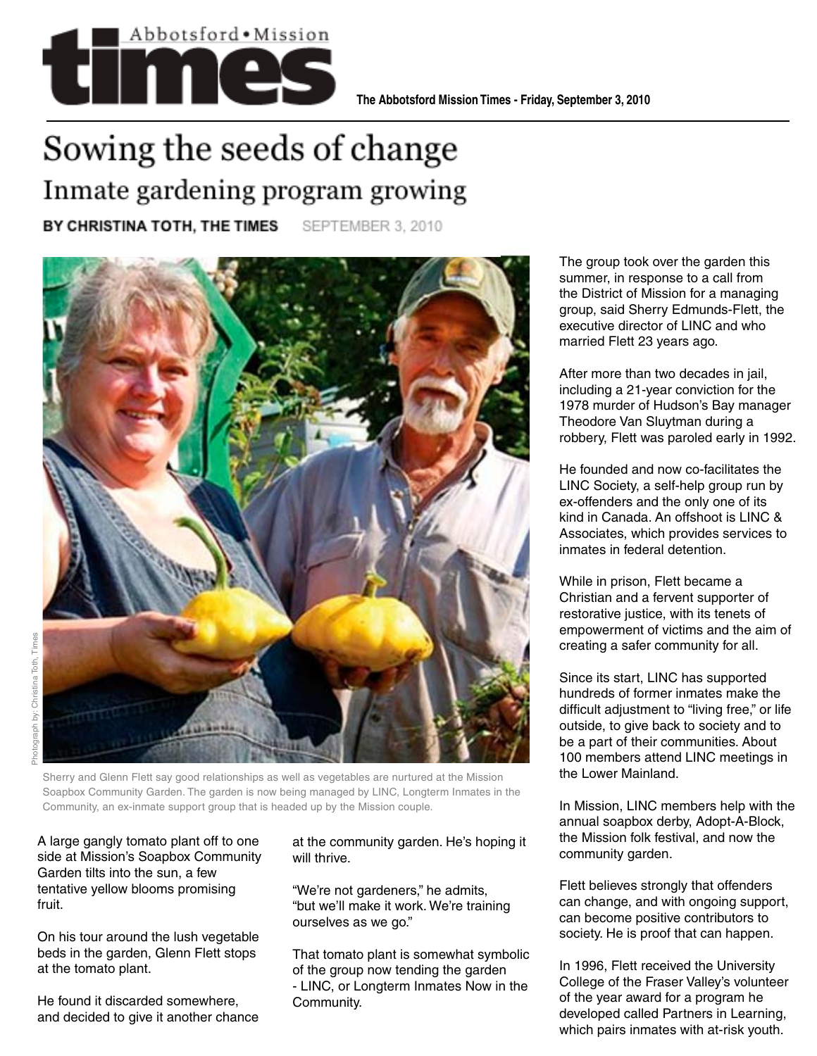**The Abbotsford Mission Times - Friday, September 3, 2010**

# Sowing the seeds of change

## Inmate gardening program growing

**BY CHRISTINA TOTH, THE TIMES** SEPTEMBER 3, 2010

Photograph by: Christina Toth, Times

Sherry and Glenn Flett say good relationships as well as vegetables are nurtured at the Mission Soapbox Community Garden. The garden is now being managed by LINC, Longterm Inmates in the Community, an ex-inmate support group that is headed up by the Mission couple.

A large gangly tomato plant off to one side at Mission's Soapbox Community Garden tilts into the sun, a few tentative yellow blooms promising fruit.

On his tour around the lush vegetable beds in the garden, Glenn Flett stops at the tomato plant.

He found it discarded somewhere, and decided to give it another chance at the community garden. He's hoping it will thrive.

"We're not gardeners," he admits, "but we'll make it work. We're training ourselves as we go."

That tomato plant is somewhat symbolic of the group now tending the garden - LINC, or Longterm Inmates Now in the Community.

The group took over the garden this summer, in response to a call from the District of Mission for a managing group, said Sherry Edmunds-Flett, the executive director of LINC and who married Flett 23 years ago.

After more than two decades in jail, including a 21-year conviction for the 1978 murder of Hudson's Bay manager Theodore Van Sluytman during a robbery, Flett was paroled early in 1992.

He founded and now co-facilitates the LINC Society, a self-help group run by ex-offenders and the only one of its kind in Canada. An offshoot is LINC & Associates, which provides services to inmates in federal detention.

While in prison, Flett became a Christian and a fervent supporter of restorative justice, with its tenets of empowerment of victims and the aim of creating a safer community for all.

Since its start, LINC has supported hundreds of former inmates make the difficult adjustment to "living free," or life outside, to give back to society and to be a part of their communities. About 100 members attend LINC meetings in the Lower Mainland.

In Mission, LINC members help with the annual soapbox derby, Adopt-A-Block, the Mission folk festival, and now the community garden.

Flett believes strongly that offenders can change, and with ongoing support, can become positive contributors to society. He is proof that can happen.

In 1996, Flett received the University College of the Fraser Valley's volunteer of the year award for a program he developed called Partners in Learning, which pairs inmates with at-risk youth.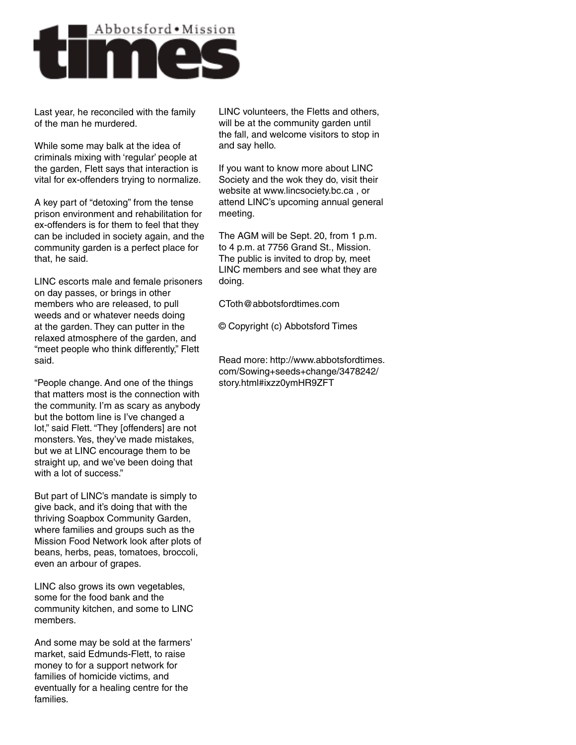Last year, he reconciled with the family of the man he murdered.

While some may balk at the idea of criminals mixing with 'regular' people at the garden, Flett says that interaction is vital for ex-offenders trying to normalize.

A key part of "detoxing" from the tense prison environment and rehabilitation for ex-offenders is for them to feel that they can be included in society again, and the community garden is a perfect place for that, he said.

LINC escorts male and female prisoners on day passes, or brings in other members who are released, to pull weeds and or whatever needs doing at the garden. They can putter in the relaxed atmosphere of the garden, and "meet people who think differently," Flett said.

"People change. And one of the things that matters most is the connection with the community. I'm as scary as anybody but the bottom line is I've changed a lot," said Flett. "They [offenders] are not monsters. Yes, they've made mistakes, but we at LINC encourage them to be straight up, and we've been doing that with a lot of success."

But part of LINC's mandate is simply to give back, and it's doing that with the thriving Soapbox Community Garden, where families and groups such as the Mission Food Network look after plots of beans, herbs, peas, tomatoes, broccoli, even an arbour of grapes.

LINC also grows its own vegetables, some for the food bank and the community kitchen, and some to LINC members.

And some may be sold at the farmers' market, said Edmunds-Flett, to raise money to for a support network for families of homicide victims, and eventually for a healing centre for the families.

LINC volunteers, the Fletts and others, will be at the community garden until the fall, and welcome visitors to stop in and say hello.

If you want to know more about LINC Society and the wok they do, visit their website at www.lincsociety.bc.ca , or attend LINC's upcoming annual general meeting.

The AGM will be Sept. 20, from 1 p.m. to 4 p.m. at 7756 Grand St., Mission. The public is invited to drop by, meet LINC members and see what they are doing.

CToth@abbotsfordtimes.com

© Copyright (c) Abbotsford Times

Read more: http://www.abbotsfordtimes.com/Sowing+seeds+change/3478242/story.html#ixzz0ymHR9ZFT